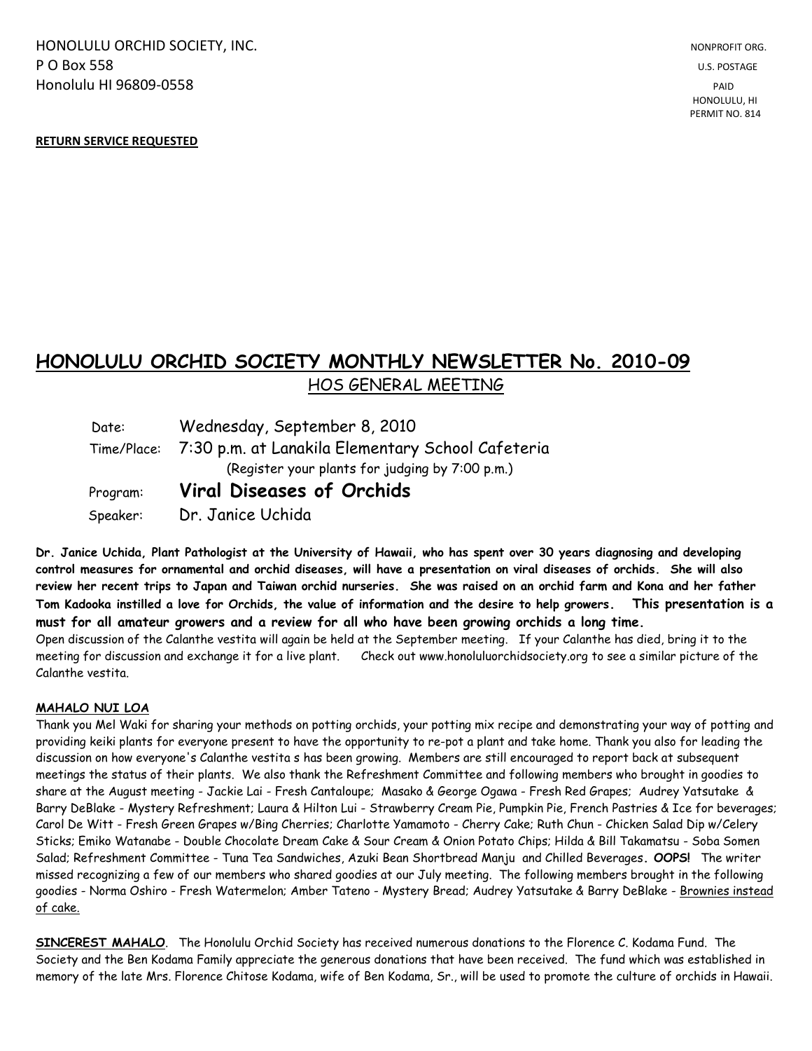HONOLULU ORCHID SOCIETY, INC.
P O Box 558
Honolulu HI 96809-0558

NONPROFIT ORG.
U.S. POSTAGE
PAID
HONOLULU, HI
PERMIT NO. 814

**RETURN SERVICE REQUESTED**

# HONOLULU ORCHID SOCIETY MONTHLY NEWSLETTER No. 2010-09

## HOS GENERAL MEETING

| | |
|---|---|
| Date: | Wednesday, September 8, 2010 |
| Time/Place: | 7:30 p.m. at Lanakila Elementary School Cafeteria (Register your plants for judging by 7:00 p.m.) |
| Program: | **Viral Diseases of Orchids** |
| Speaker: | Dr. Janice Uchida |

**Dr. Janice Uchida, Plant Pathologist at the University of Hawaii, who has spent over 30 years diagnosing and developing control measures for ornamental and orchid diseases, will have a presentation on viral diseases of orchids. She will also review her recent trips to Japan and Taiwan orchid nurseries. She was raised on an orchid farm and Kona and her father Tom Kadooka instilled a love for Orchids, the value of information and the desire to help growers. This presentation is a must for all amateur growers and a review for all who have been growing orchids a long time.**

Open discussion of the Calanthe vestita will again be held at the September meeting. If your Calanthe has died, bring it to the meeting for discussion and exchange it for a live plant. Check out www.honoluluorchidsociety.org to see a similar picture of the Calanthe vestita.

**MAHALO NUI LOA**

Thank you Mel Waki for sharing your methods on potting orchids, your potting mix recipe and demonstrating your way of potting and providing keiki plants for everyone present to have the opportunity to re-pot a plant and take home. Thank you also for leading the discussion on how everyone's Calanthe vestita s has been growing. Members are still encouraged to report back at subsequent meetings the status of their plants. We also thank the Refreshment Committee and following members who brought in goodies to share at the August meeting - Jackie Lai - Fresh Cantaloupe; Masako & George Ogawa - Fresh Red Grapes; Audrey Yatsutake & Barry DeBlake - Mystery Refreshment; Laura & Hilton Lui - Strawberry Cream Pie, Pumpkin Pie, French Pastries & Ice for beverages; Carol De Witt - Fresh Green Grapes w/Bing Cherries; Charlotte Yamamoto - Cherry Cake; Ruth Chun - Chicken Salad Dip w/Celery Sticks; Emiko Watanabe - Double Chocolate Dream Cake & Sour Cream & Onion Potato Chips; Hilda & Bill Takamatsu - Soba Somen Salad; Refreshment Committee - Tuna Tea Sandwiches, Azuki Bean Shortbread Manju and Chilled Beverages. ***OOPS!*** The writer missed recognizing a few of our members who shared goodies at our July meeting. The following members brought in the following goodies - Norma Oshiro - Fresh Watermelon; Amber Tateno - Mystery Bread; Audrey Yatsutake & Barry DeBlake - Brownies instead of cake.

**SINCEREST MAHALO**. The Honolulu Orchid Society has received numerous donations to the Florence C. Kodama Fund. The Society and the Ben Kodama Family appreciate the generous donations that have been received. The fund which was established in memory of the late Mrs. Florence Chitose Kodama, wife of Ben Kodama, Sr., will be used to promote the culture of orchids in Hawaii.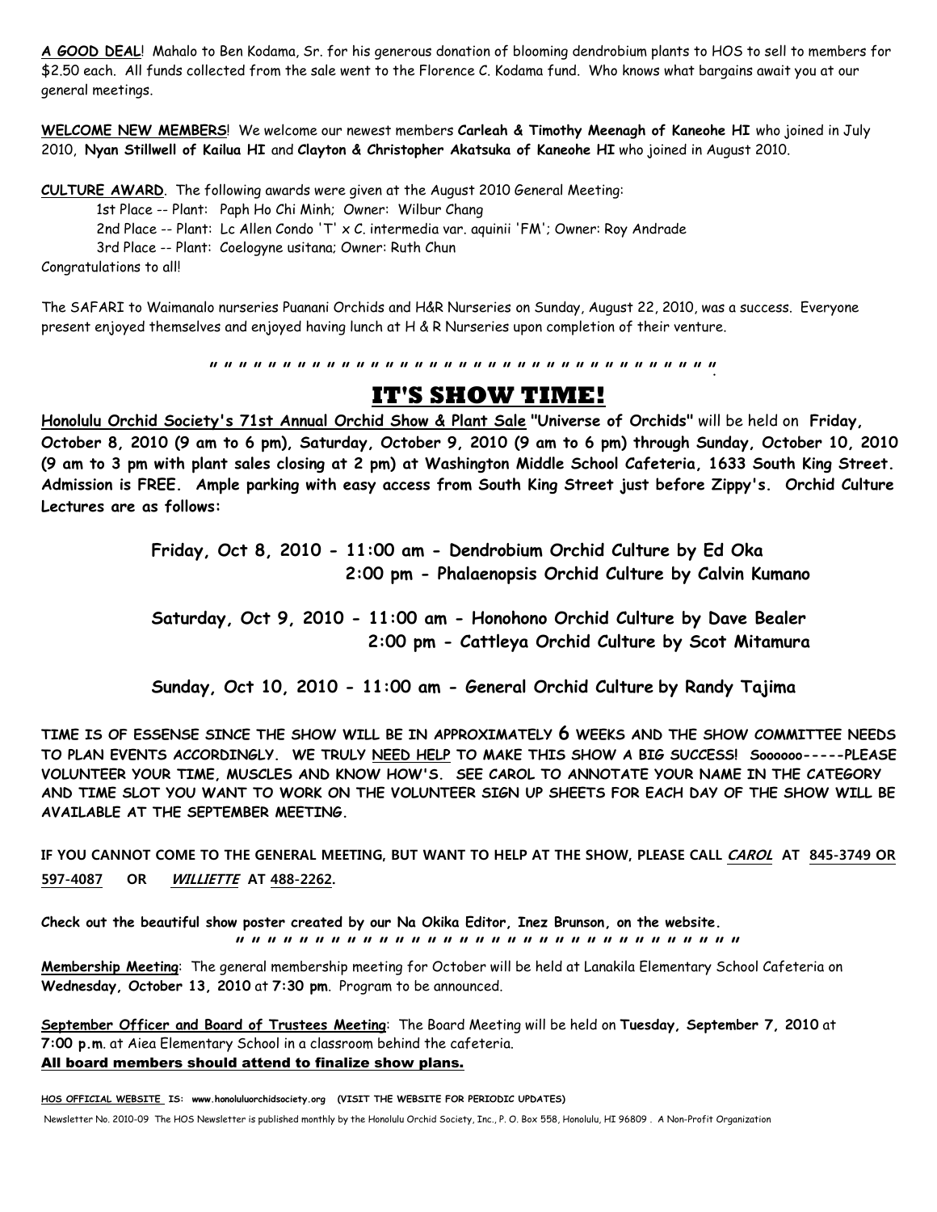**A GOOD DEAL**! Mahalo to Ben Kodama, Sr. for his generous donation of blooming dendrobium plants to HOS to sell to members for $2.50 each. All funds collected from the sale went to the Florence C. Kodama fund. Who knows what bargains await you at our general meetings.

**WELCOME NEW MEMBERS**! We welcome our newest members **Carleah & Timothy Meenagh of Kaneohe HI** who joined in July 2010, **Nyan Stillwell of Kailua HI** and **Clayton & Christopher Akatsuka of Kaneohe HI** who joined in August 2010.

**CULTURE AWARD**. The following awards were given at the August 2010 General Meeting:

1st Place -- Plant: Paph Ho Chi Minh; Owner: Wilbur Chang
2nd Place -- Plant: Lc Allen Condo 'T' x C. intermedia var. aquinii 'FM'; Owner: Roy Andrade
3rd Place -- Plant: Coelogyne usitana; Owner: Ruth Chun

Congratulations to all!

The SAFARI to Waimanalo nurseries Puanani Orchids and H&R Nurseries on Sunday, August 22, 2010, was a success. Everyone present enjoyed themselves and enjoyed having lunch at H & R Nurseries upon completion of their venture.

" " " " " " " " " " " " " " " " " " " " " " " " " " " " " " " " " " " " " " " "

## IT'S SHOW TIME!

**Honolulu Orchid Society's 71st Annual Orchid Show & Plant Sale "Universe of Orchids"** will be held on **Friday, October 8, 2010 (9 am to 6 pm), Saturday, October 9, 2010 (9 am to 6 pm) through Sunday, October 10, 2010 (9 am to 3 pm with plant sales closing at 2 pm) at Washington Middle School Cafeteria, 1633 South King Street. Admission is FREE. Ample parking with easy access from South King Street just before Zippy's. Orchid Culture Lectures are as follows:**

**Friday, Oct 8, 2010 - 11:00 am - Dendrobium Orchid Culture by Ed Oka**
**2:00 pm - Phalaenopsis Orchid Culture by Calvin Kumano**

**Saturday, Oct 9, 2010 - 11:00 am - Honohono Orchid Culture by Dave Bealer**
**2:00 pm - Cattleya Orchid Culture by Scot Mitamura**

**Sunday, Oct 10, 2010 - 11:00 am - General Orchid Culture by Randy Tajima**

**TIME IS OF ESSENSE SINCE THE SHOW WILL BE IN APPROXIMATELY 6 WEEKS AND THE SHOW COMMITTEE NEEDS TO PLAN EVENTS ACCORDINGLY. WE TRULY NEED HELP TO MAKE THIS SHOW A BIG SUCCESS! Soooooo-----PLEASE VOLUNTEER YOUR TIME, MUSCLES AND KNOW HOW'S. SEE CAROL TO ANNOTATE YOUR NAME IN THE CATEGORY AND TIME SLOT YOU WANT TO WORK ON THE VOLUNTEER SIGN UP SHEETS FOR EACH DAY OF THE SHOW WILL BE AVAILABLE AT THE SEPTEMBER MEETING.**

**IF YOU CANNOT COME TO THE GENERAL MEETING, BUT WANT TO HELP AT THE SHOW, PLEASE CALL *CAROL* AT 845-3749 OR 597-4087 OR *WILLIETTE* AT 488-2262.**

**Check out the beautiful show poster created by our Na Okika Editor, Inez Brunson, on the website.**

" " " " " " " " " " " " " " " " " " " " " " " " " " " " " " " " " " "

**Membership Meeting**: The general membership meeting for October will be held at Lanakila Elementary School Cafeteria on **Wednesday, October 13, 2010** at **7:30 pm**. Program to be announced.

**September Officer and Board of Trustees Meeting**: The Board Meeting will be held on **Tuesday, September 7, 2010** at **7:00 p.m**. at Aiea Elementary School in a classroom behind the cafeteria.

**All board members should attend to finalize show plans.**

**HOS OFFICIAL WEBSITE IS: www.honoluluorchidsociety.org (VISIT THE WEBSITE FOR PERIODIC UPDATES)**

Newsletter No. 2010-09 The HOS Newsletter is published monthly by the Honolulu Orchid Society, Inc., P. O. Box 558, Honolulu, HI 96809 . A Non-Profit Organization